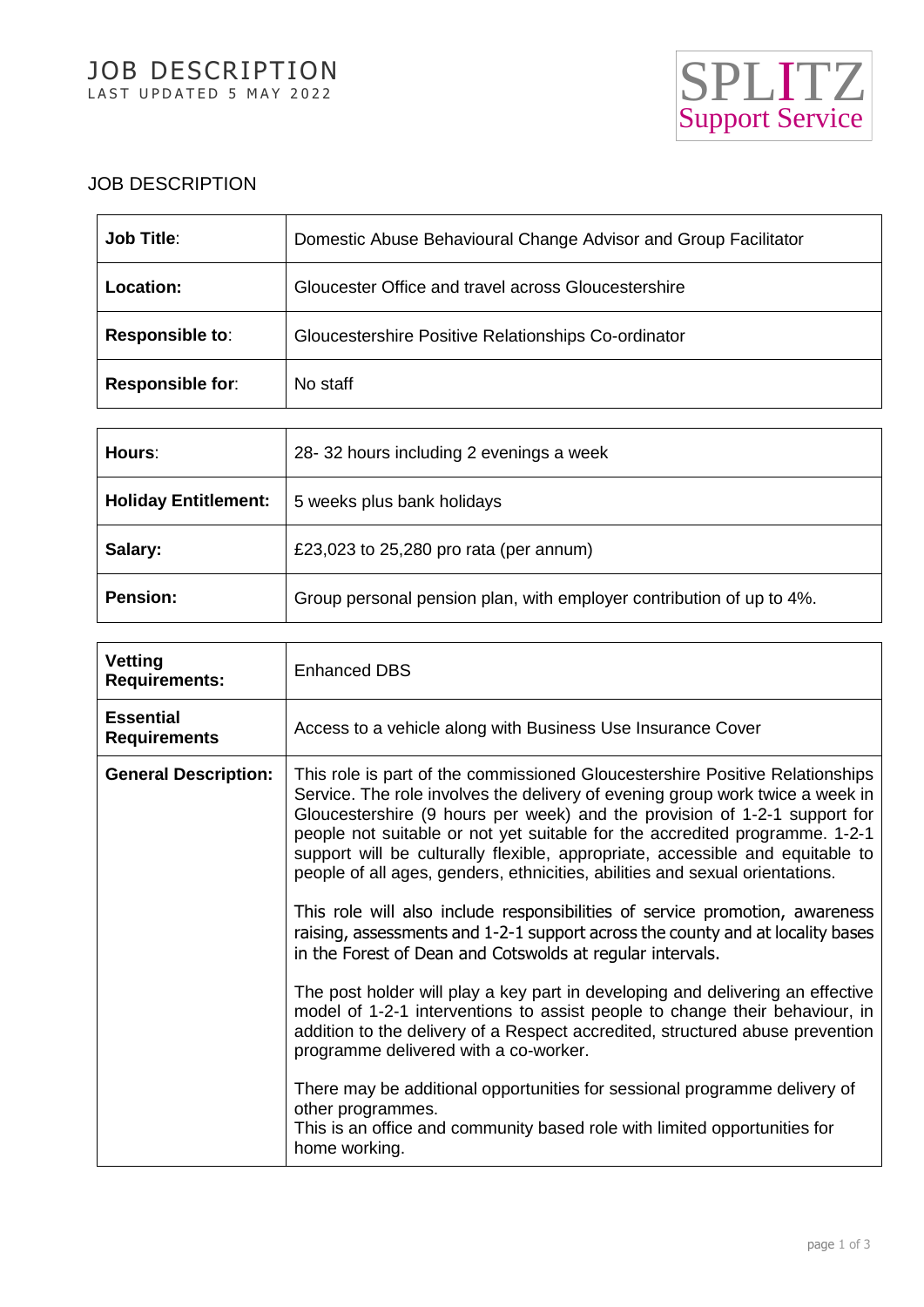# JOB DESCRIPTION

LAST UPDATED 5 MAY 2022

SPLITZ
Support Service

## JOB DESCRIPTION

| **Job Title**: | Domestic Abuse Behavioural Change Advisor and Group Facilitator |
|---|---|
| **Location:** | Gloucester Office and travel across Gloucestershire |
| **Responsible to**: | Gloucestershire Positive Relationships Co-ordinator |
| **Responsible for**: | No staff |

| **Hours**: | 28- 32 hours including 2 evenings a week |
|---|---|
| **Holiday Entitlement:** | 5 weeks plus bank holidays |
| **Salary:** | £23,023 to 25,280 pro rata (per annum) |
| **Pension:** | Group personal pension plan, with employer contribution of up to 4%. |

| **Vetting Requirements:** | Enhanced DBS |
|---|---|
| **Essential Requirements** | Access to a vehicle along with Business Use Insurance Cover |
| **General Description:** | This role is part of the commissioned Gloucestershire Positive Relationships Service. The role involves the delivery of evening group work twice a week in Gloucestershire (9 hours per week) and the provision of 1-2-1 support for people not suitable or not yet suitable for the accredited programme. 1-2-1 support will be culturally flexible, appropriate, accessible and equitable to people of all ages, genders, ethnicities, abilities and sexual orientations.<br><br>This role will also include responsibilities of service promotion, awareness raising, assessments and 1-2-1 support across the county and at locality bases in the Forest of Dean and Cotswolds at regular intervals.<br><br>The post holder will play a key part in developing and delivering an effective model of 1-2-1 interventions to assist people to change their behaviour, in addition to the delivery of a Respect accredited, structured abuse prevention programme delivered with a co-worker.<br><br>There may be additional opportunities for sessional programme delivery of other programmes.<br>This is an office and community based role with limited opportunities for home working. |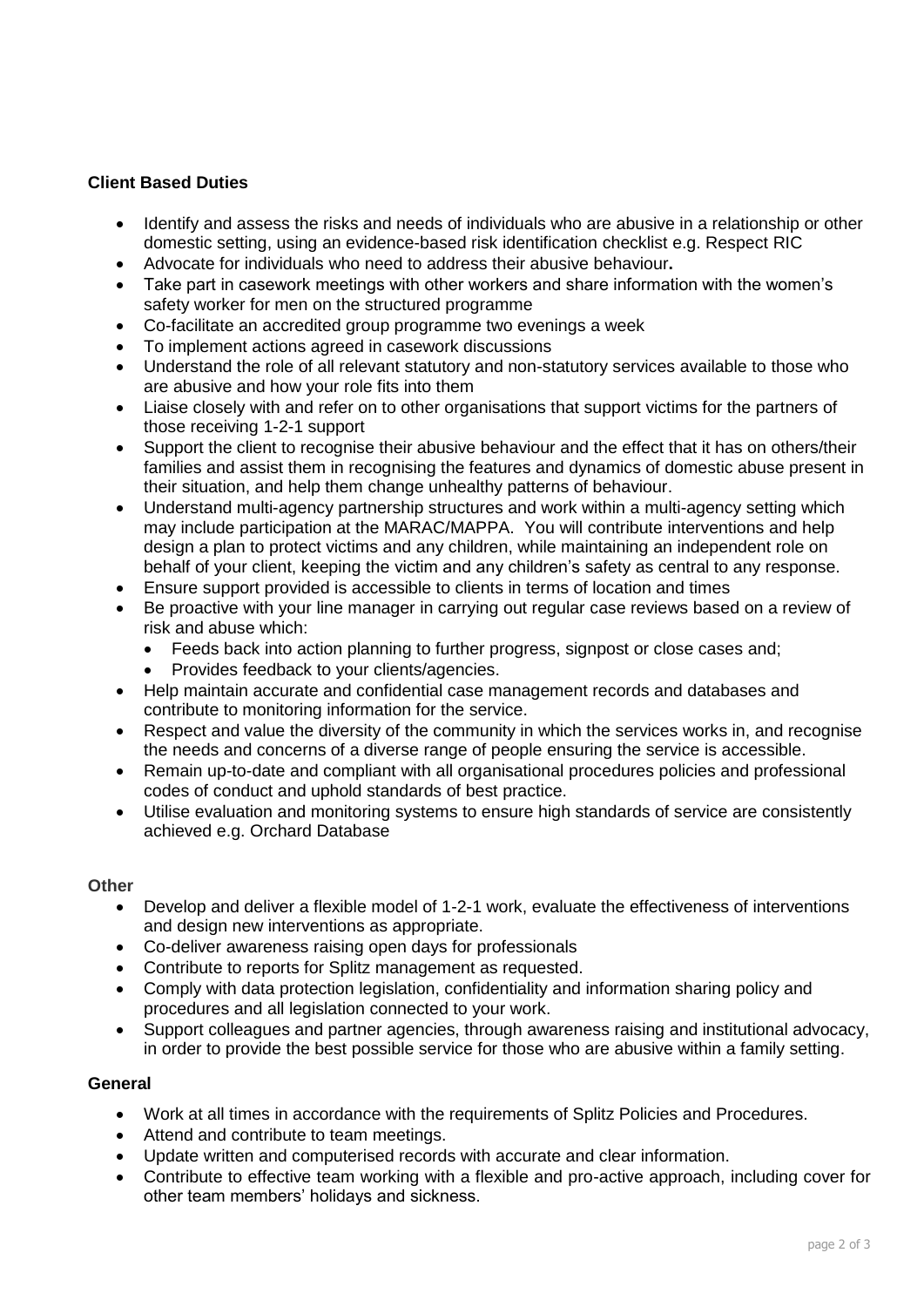**Client Based Duties**

- Identify and assess the risks and needs of individuals who are abusive in a relationship or other domestic setting, using an evidence-based risk identification checklist e.g. Respect RIC
- Advocate for individuals who need to address their abusive behaviour**.**
- Take part in casework meetings with other workers and share information with the women's safety worker for men on the structured programme
- Co-facilitate an accredited group programme two evenings a week
- To implement actions agreed in casework discussions
- Understand the role of all relevant statutory and non-statutory services available to those who are abusive and how your role fits into them
- Liaise closely with and refer on to other organisations that support victims for the partners of those receiving 1-2-1 support
- Support the client to recognise their abusive behaviour and the effect that it has on others/their families and assist them in recognising the features and dynamics of domestic abuse present in their situation, and help them change unhealthy patterns of behaviour.
- Understand multi-agency partnership structures and work within a multi-agency setting which may include participation at the MARAC/MAPPA. You will contribute interventions and help design a plan to protect victims and any children, while maintaining an independent role on behalf of your client, keeping the victim and any children's safety as central to any response.
- Ensure support provided is accessible to clients in terms of location and times
- Be proactive with your line manager in carrying out regular case reviews based on a review of risk and abuse which:
  - Feeds back into action planning to further progress, signpost or close cases and;
  - Provides feedback to your clients/agencies.
- Help maintain accurate and confidential case management records and databases and contribute to monitoring information for the service.
- Respect and value the diversity of the community in which the services works in, and recognise the needs and concerns of a diverse range of people ensuring the service is accessible.
- Remain up-to-date and compliant with all organisational procedures policies and professional codes of conduct and uphold standards of best practice.
- Utilise evaluation and monitoring systems to ensure high standards of service are consistently achieved e.g. Orchard Database

**Other**

- Develop and deliver a flexible model of 1-2-1 work, evaluate the effectiveness of interventions and design new interventions as appropriate.
- Co-deliver awareness raising open days for professionals
- Contribute to reports for Splitz management as requested.
- Comply with data protection legislation, confidentiality and information sharing policy and procedures and all legislation connected to your work.
- Support colleagues and partner agencies, through awareness raising and institutional advocacy, in order to provide the best possible service for those who are abusive within a family setting.

**General**

- Work at all times in accordance with the requirements of Splitz Policies and Procedures.
- Attend and contribute to team meetings.
- Update written and computerised records with accurate and clear information.
- Contribute to effective team working with a flexible and pro-active approach, including cover for other team members' holidays and sickness.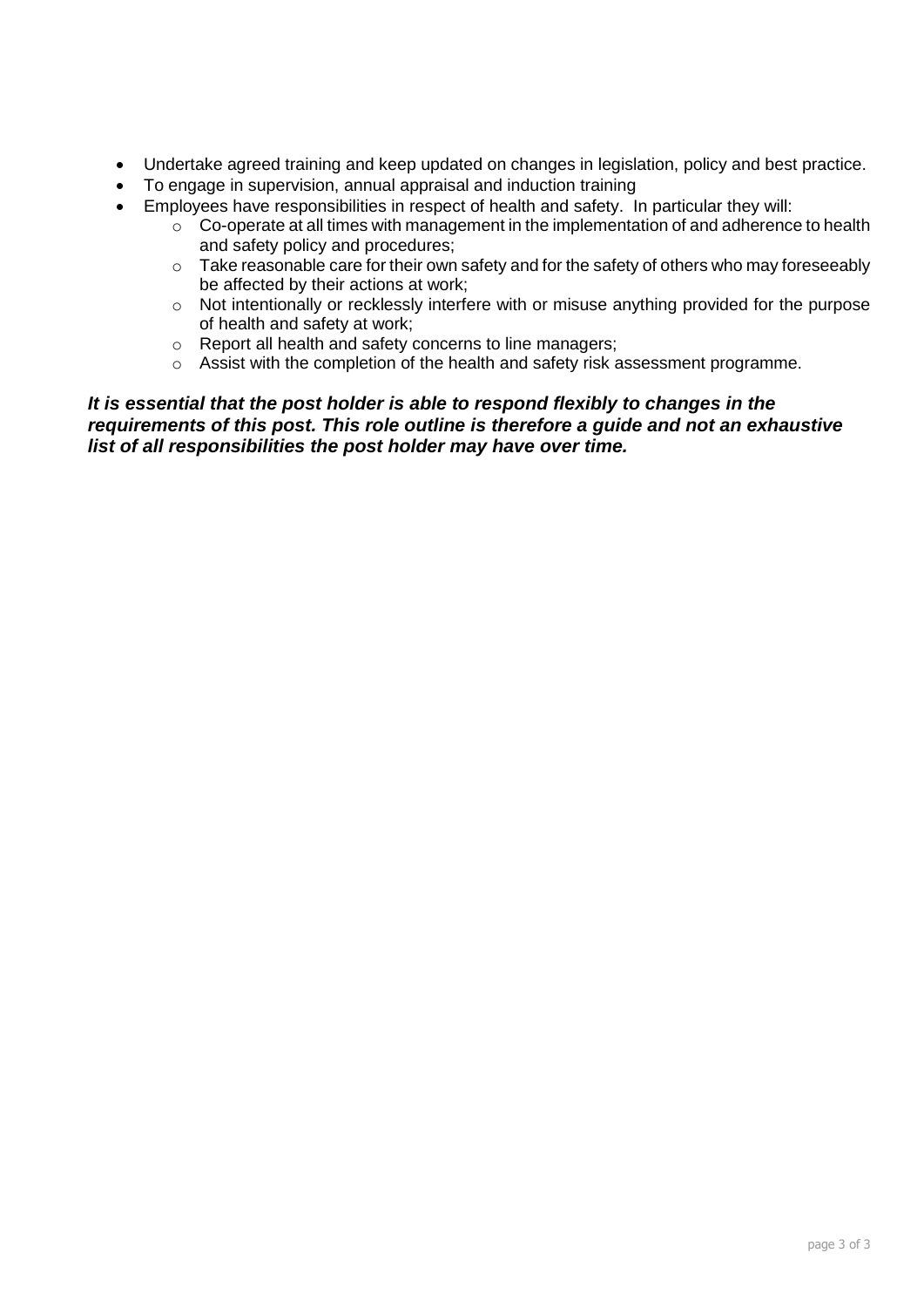- Undertake agreed training and keep updated on changes in legislation, policy and best practice.
- To engage in supervision, annual appraisal and induction training
- Employees have responsibilities in respect of health and safety. In particular they will:
  - Co-operate at all times with management in the implementation of and adherence to health and safety policy and procedures;
  - Take reasonable care for their own safety and for the safety of others who may foreseeably be affected by their actions at work;
  - Not intentionally or recklessly interfere with or misuse anything provided for the purpose of health and safety at work;
  - Report all health and safety concerns to line managers;
  - Assist with the completion of the health and safety risk assessment programme.

***It is essential that the post holder is able to respond flexibly to changes in the requirements of this post. This role outline is therefore a guide and not an exhaustive list of all responsibilities the post holder may have over time.***